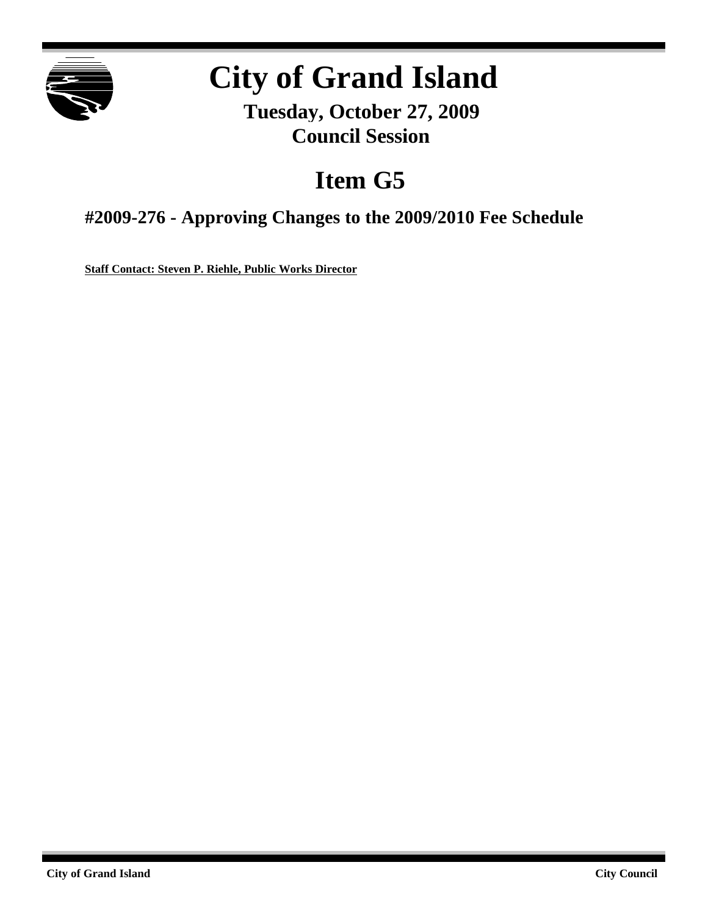# City of Grand Island

**Tuesday, October 27, 2009**
**Council Session**

# Item G5

## #2009-276 - Approving Changes to the 2009/2010 Fee Schedule

**Staff Contact: Steven P. Riehle, Public Works Director**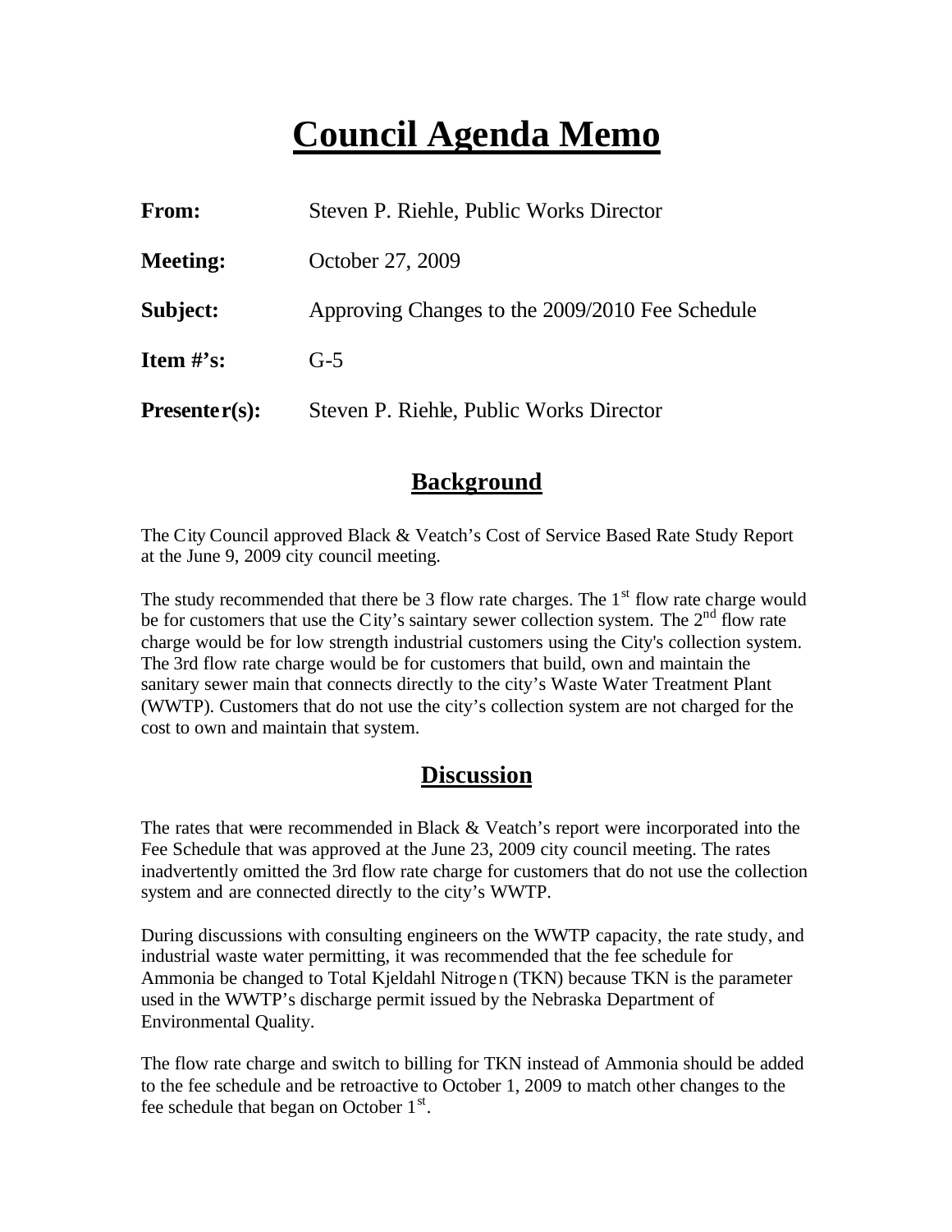# Council Agenda Memo

| | |
|---|---|
| **From:** | Steven P. Riehle, Public Works Director |
| **Meeting:** | October 27, 2009 |
| **Subject:** | Approving Changes to the 2009/2010 Fee Schedule |
| **Item #'s:** | G-5 |
| **Presenter(s):** | Steven P. Riehle, Public Works Director |

## Background

The City Council approved Black & Veatch's Cost of Service Based Rate Study Report at the June 9, 2009 city council meeting.

The study recommended that there be 3 flow rate charges. The 1st flow rate charge would be for customers that use the City's saintary sewer collection system. The 2nd flow rate charge would be for low strength industrial customers using the City's collection system. The 3rd flow rate charge would be for customers that build, own and maintain the sanitary sewer main that connects directly to the city's Waste Water Treatment Plant (WWTP). Customers that do not use the city's collection system are not charged for the cost to own and maintain that system.

## Discussion

The rates that were recommended in Black & Veatch's report were incorporated into the Fee Schedule that was approved at the June 23, 2009 city council meeting. The rates inadvertently omitted the 3rd flow rate charge for customers that do not use the collection system and are connected directly to the city's WWTP.

During discussions with consulting engineers on the WWTP capacity, the rate study, and industrial waste water permitting, it was recommended that the fee schedule for Ammonia be changed to Total Kjeldahl Nitrogen (TKN) because TKN is the parameter used in the WWTP's discharge permit issued by the Nebraska Department of Environmental Quality.

The flow rate charge and switch to billing for TKN instead of Ammonia should be added to the fee schedule and be retroactive to October 1, 2009 to match other changes to the fee schedule that began on October 1st.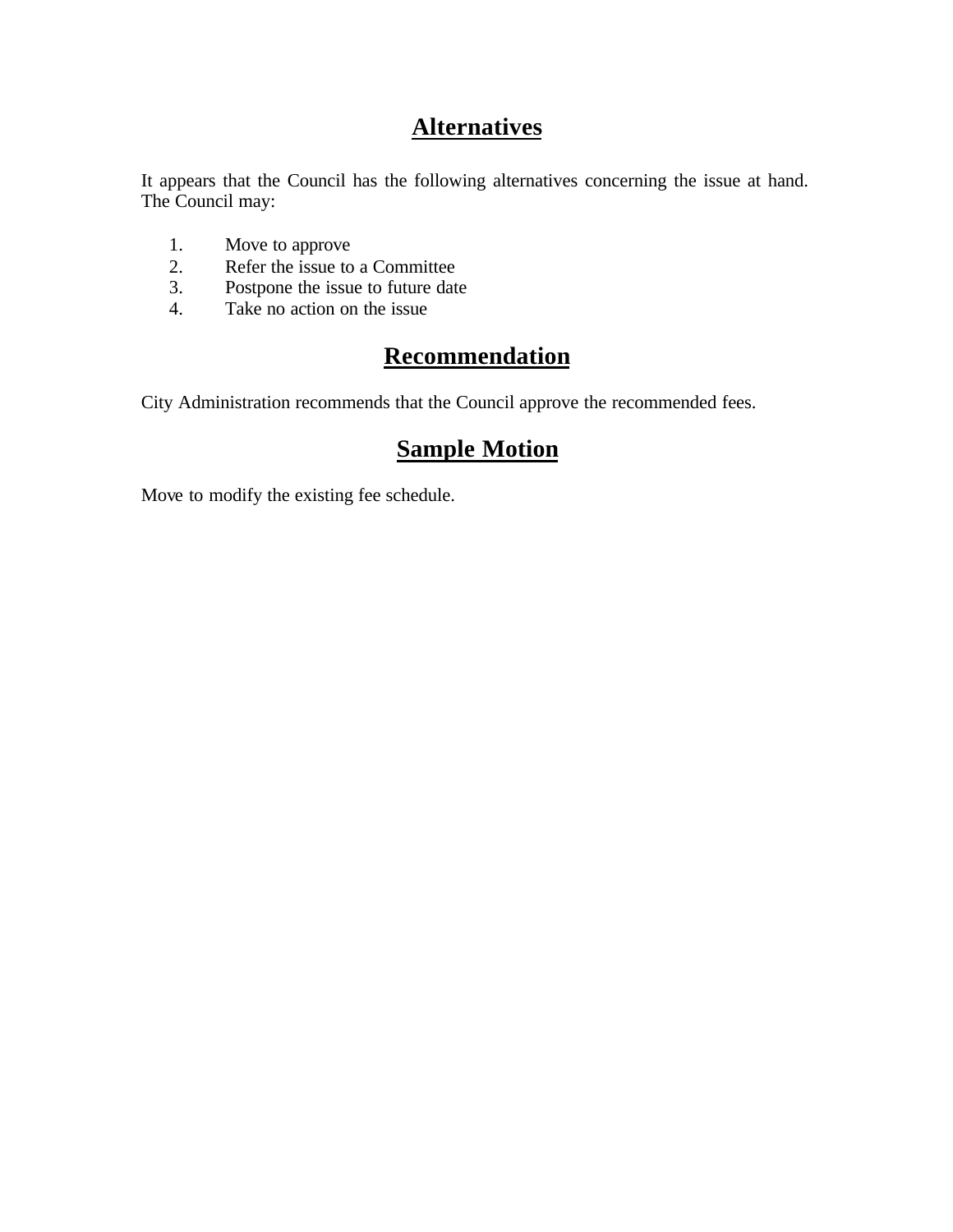## Alternatives

It appears that the Council has the following alternatives concerning the issue at hand. The Council may:

1. Move to approve
2. Refer the issue to a Committee
3. Postpone the issue to future date
4. Take no action on the issue

## Recommendation

City Administration recommends that the Council approve the recommended fees.

## Sample Motion

Move to modify the existing fee schedule.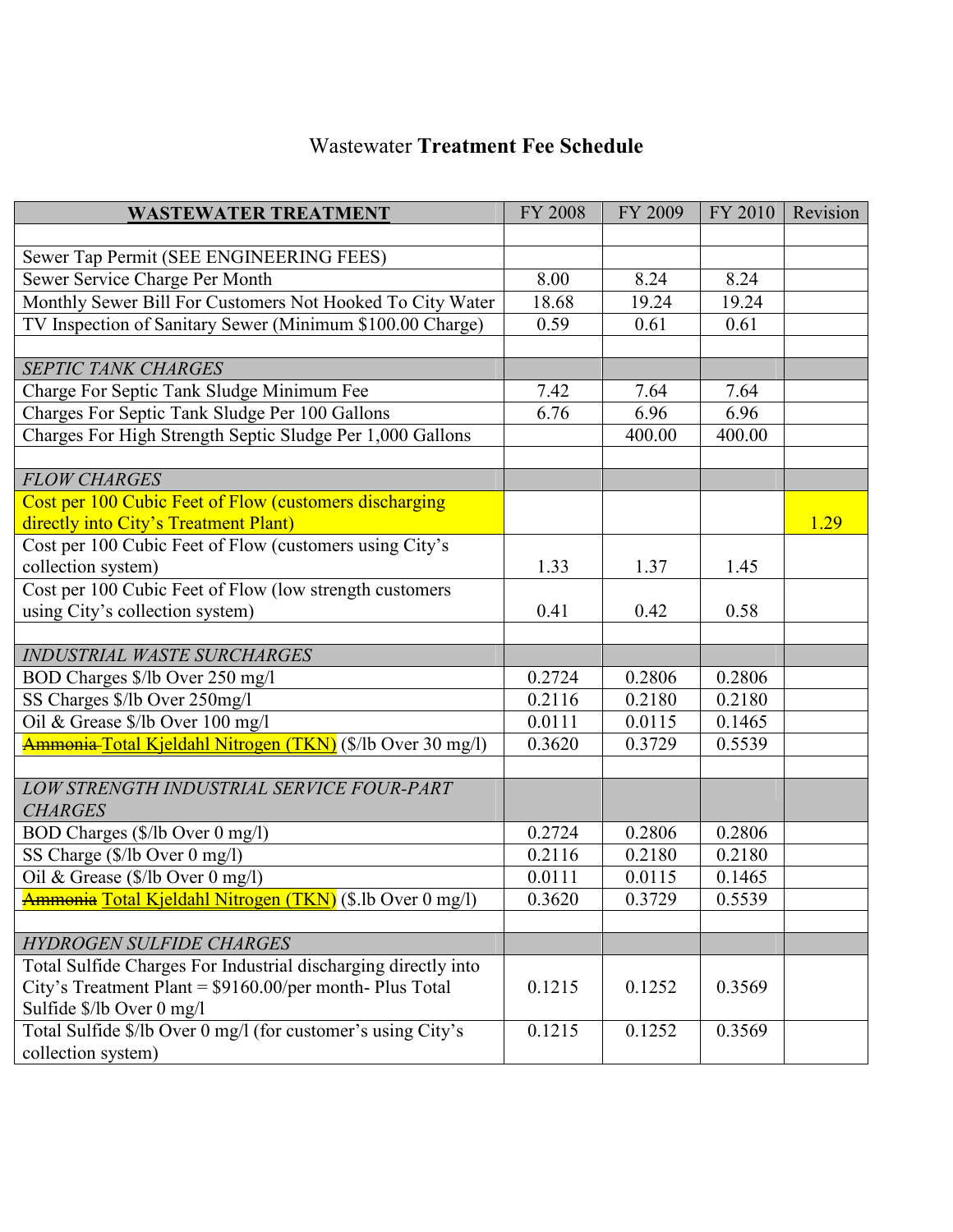# Wastewater **Treatment Fee Schedule**

| **WASTEWATER TREATMENT** | FY 2008 | FY 2009 | FY 2010 | Revision |
|---|---|---|---|---|
| | | | | |
| Sewer Tap Permit (SEE ENGINEERING FEES) | | | | |
| Sewer Service Charge Per Month | 8.00 | 8.24 | 8.24 | |
| Monthly Sewer Bill For Customers Not Hooked To City Water | 18.68 | 19.24 | 19.24 | |
| TV Inspection of Sanitary Sewer (Minimum $100.00 Charge) | 0.59 | 0.61 | 0.61 | |
| | | | | |
| *SEPTIC TANK CHARGES* | | | | |
| Charge For Septic Tank Sludge Minimum Fee | 7.42 | 7.64 | 7.64 | |
| Charges For Septic Tank Sludge Per 100 Gallons | 6.76 | 6.96 | 6.96 | |
| Charges For High Strength Septic Sludge Per 1,000 Gallons | | 400.00 | 400.00 | |
| | | | | |
| *FLOW CHARGES* | | | | |
| Cost per 100 Cubic Feet of Flow (customers discharging directly into City's Treatment Plant) | | | | 1.29 |
| Cost per 100 Cubic Feet of Flow (customers using City's collection system) | 1.33 | 1.37 | 1.45 | |
| Cost per 100 Cubic Feet of Flow (low strength customers using City's collection system) | 0.41 | 0.42 | 0.58 | |
| | | | | |
| *INDUSTRIAL WASTE SURCHARGES* | | | | |
| BOD Charges $/lb Over 250 mg/l | 0.2724 | 0.2806 | 0.2806 | |
| SS Charges $/lb Over 250mg/l | 0.2116 | 0.2180 | 0.2180 | |
| Oil & Grease $/lb Over 100 mg/l | 0.0111 | 0.0115 | 0.1465 | |
| ~~Ammonia~~ Total Kjeldahl Nitrogen (TKN) ($/lb Over 30 mg/l) | 0.3620 | 0.3729 | 0.5539 | |
| | | | | |
| *LOW STRENGTH INDUSTRIAL SERVICE FOUR-PART CHARGES* | | | | |
| BOD Charges ($/lb Over 0 mg/l) | 0.2724 | 0.2806 | 0.2806 | |
| SS Charge ($/lb Over 0 mg/l) | 0.2116 | 0.2180 | 0.2180 | |
| Oil & Grease ($/lb Over 0 mg/l) | 0.0111 | 0.0115 | 0.1465 | |
| ~~Ammonia~~ Total Kjeldahl Nitrogen (TKN) ($.lb Over 0 mg/l) | 0.3620 | 0.3729 | 0.5539 | |
| | | | | |
| *HYDROGEN SULFIDE CHARGES* | | | | |
| Total Sulfide Charges For Industrial discharging directly into City's Treatment Plant = $9160.00/per month- Plus Total Sulfide $/lb Over 0 mg/l | 0.1215 | 0.1252 | 0.3569 | |
| Total Sulfide $/lb Over 0 mg/l (for customer's using City's collection system) | 0.1215 | 0.1252 | 0.3569 | |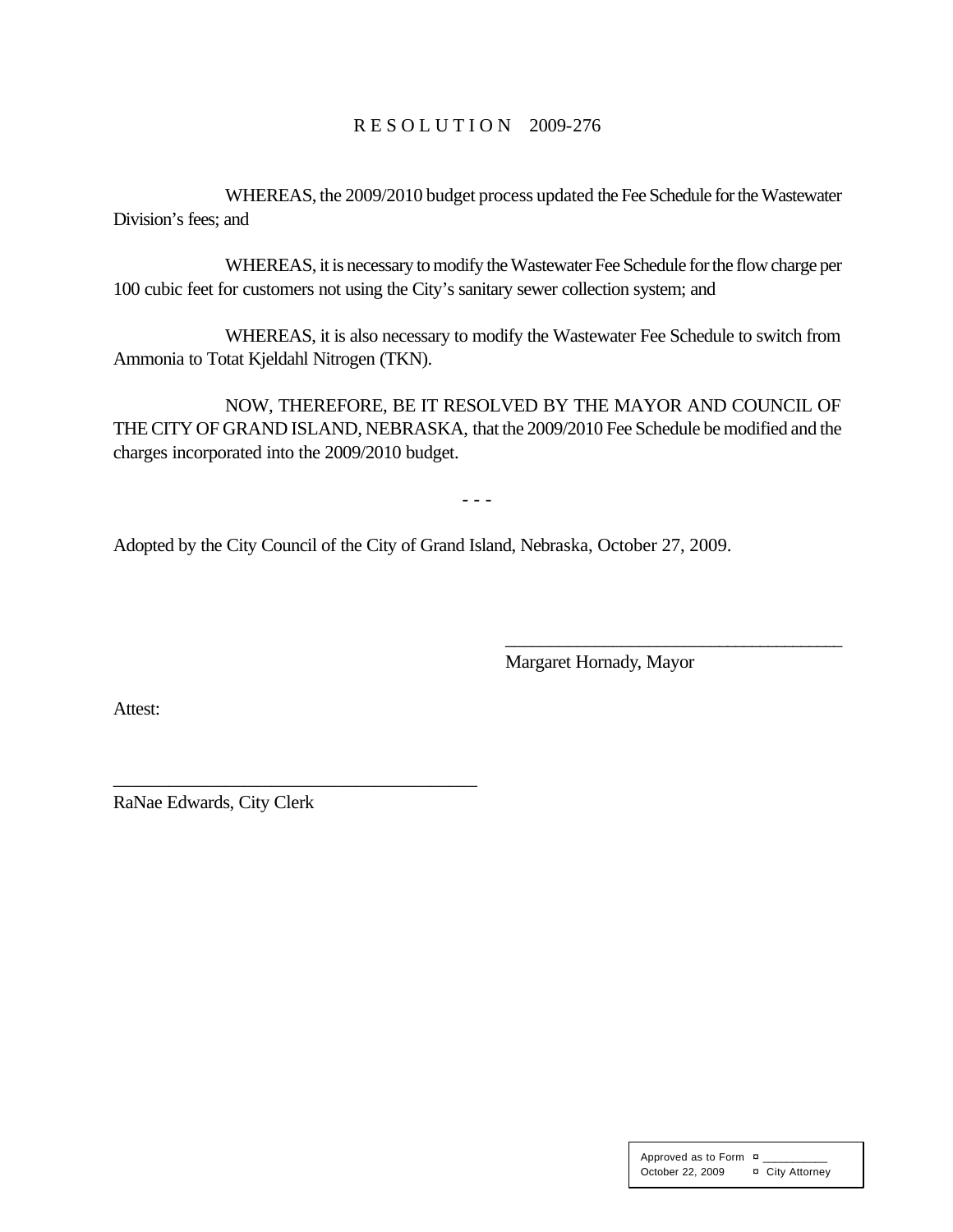# RESOLUTION 2009-276

WHEREAS, the 2009/2010 budget process updated the Fee Schedule for the Wastewater Division's fees; and

WHEREAS, it is necessary to modify the Wastewater Fee Schedule for the flow charge per 100 cubic feet for customers not using the City's sanitary sewer collection system; and

WHEREAS, it is also necessary to modify the Wastewater Fee Schedule to switch from Ammonia to Totat Kjeldahl Nitrogen (TKN).

NOW, THEREFORE, BE IT RESOLVED BY THE MAYOR AND COUNCIL OF THE CITY OF GRAND ISLAND, NEBRASKA, that the 2009/2010 Fee Schedule be modified and the charges incorporated into the 2009/2010 budget.

- - -

Adopted by the City Council of the City of Grand Island, Nebraska, October 27, 2009.

_______________________________________
Margaret Hornady, Mayor

Attest:

_______________________________________
RaNae Edwards, City Clerk

Approved as to Form ¤ __________
October 22, 2009 ¤ City Attorney